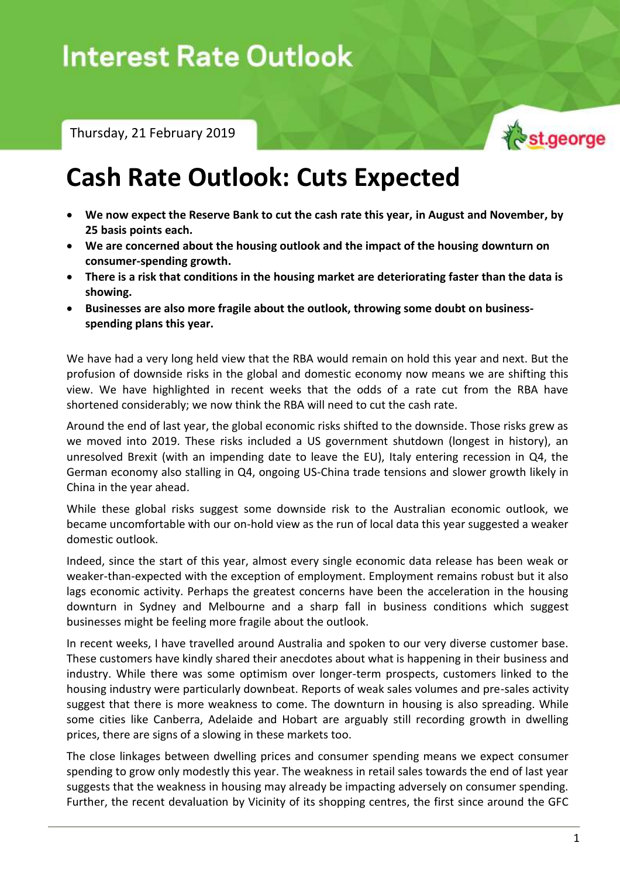# Interest Rate Outlook

Thursday, 21 February 2019

## Cash Rate Outlook: Cuts Expected

- **We now expect the Reserve Bank to cut the cash rate this year, in August and November, by 25 basis points each.**
- **We are concerned about the housing outlook and the impact of the housing downturn on consumer-spending growth.**
- **There is a risk that conditions in the housing market are deteriorating faster than the data is showing.**
- **Businesses are also more fragile about the outlook, throwing some doubt on business-spending plans this year.**

We have had a very long held view that the RBA would remain on hold this year and next. But the profusion of downside risks in the global and domestic economy now means we are shifting this view. We have highlighted in recent weeks that the odds of a rate cut from the RBA have shortened considerably; we now think the RBA will need to cut the cash rate.

Around the end of last year, the global economic risks shifted to the downside. Those risks grew as we moved into 2019. These risks included a US government shutdown (longest in history), an unresolved Brexit (with an impending date to leave the EU), Italy entering recession in Q4, the German economy also stalling in Q4, ongoing US-China trade tensions and slower growth likely in China in the year ahead.

While these global risks suggest some downside risk to the Australian economic outlook, we became uncomfortable with our on-hold view as the run of local data this year suggested a weaker domestic outlook.

Indeed, since the start of this year, almost every single economic data release has been weak or weaker-than-expected with the exception of employment. Employment remains robust but it also lags economic activity. Perhaps the greatest concerns have been the acceleration in the housing downturn in Sydney and Melbourne and a sharp fall in business conditions which suggest businesses might be feeling more fragile about the outlook.

In recent weeks, I have travelled around Australia and spoken to our very diverse customer base. These customers have kindly shared their anecdotes about what is happening in their business and industry. While there was some optimism over longer-term prospects, customers linked to the housing industry were particularly downbeat. Reports of weak sales volumes and pre-sales activity suggest that there is more weakness to come. The downturn in housing is also spreading. While some cities like Canberra, Adelaide and Hobart are arguably still recording growth in dwelling prices, there are signs of a slowing in these markets too.

The close linkages between dwelling prices and consumer spending means we expect consumer spending to grow only modestly this year. The weakness in retail sales towards the end of last year suggests that the weakness in housing may already be impacting adversely on consumer spending. Further, the recent devaluation by Vicinity of its shopping centres, the first since around the GFC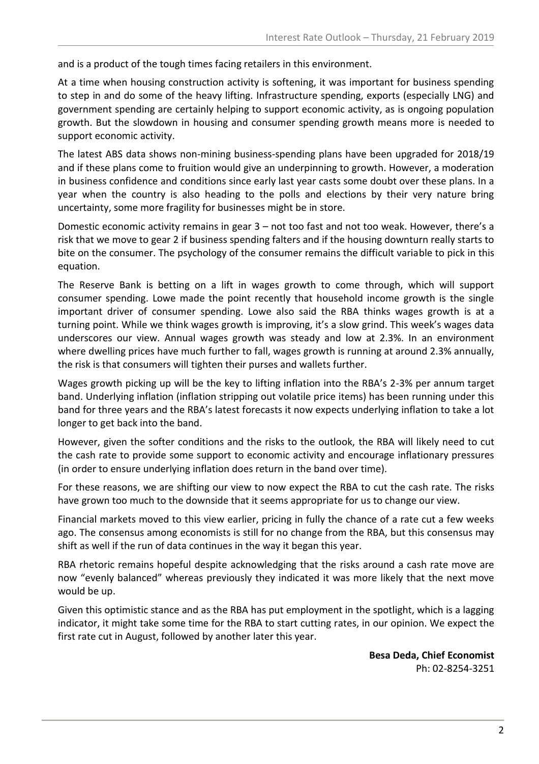and is a product of the tough times facing retailers in this environment.

At a time when housing construction activity is softening, it was important for business spending to step in and do some of the heavy lifting. Infrastructure spending, exports (especially LNG) and government spending are certainly helping to support economic activity, as is ongoing population growth. But the slowdown in housing and consumer spending growth means more is needed to support economic activity.

The latest ABS data shows non-mining business-spending plans have been upgraded for 2018/19 and if these plans come to fruition would give an underpinning to growth. However, a moderation in business confidence and conditions since early last year casts some doubt over these plans. In a year when the country is also heading to the polls and elections by their very nature bring uncertainty, some more fragility for businesses might be in store.

Domestic economic activity remains in gear 3 – not too fast and not too weak. However, there's a risk that we move to gear 2 if business spending falters and if the housing downturn really starts to bite on the consumer. The psychology of the consumer remains the difficult variable to pick in this equation.

The Reserve Bank is betting on a lift in wages growth to come through, which will support consumer spending. Lowe made the point recently that household income growth is the single important driver of consumer spending. Lowe also said the RBA thinks wages growth is at a turning point. While we think wages growth is improving, it's a slow grind. This week's wages data underscores our view. Annual wages growth was steady and low at 2.3%. In an environment where dwelling prices have much further to fall, wages growth is running at around 2.3% annually, the risk is that consumers will tighten their purses and wallets further.

Wages growth picking up will be the key to lifting inflation into the RBA's 2-3% per annum target band. Underlying inflation (inflation stripping out volatile price items) has been running under this band for three years and the RBA's latest forecasts it now expects underlying inflation to take a lot longer to get back into the band.

However, given the softer conditions and the risks to the outlook, the RBA will likely need to cut the cash rate to provide some support to economic activity and encourage inflationary pressures (in order to ensure underlying inflation does return in the band over time).

For these reasons, we are shifting our view to now expect the RBA to cut the cash rate. The risks have grown too much to the downside that it seems appropriate for us to change our view.

Financial markets moved to this view earlier, pricing in fully the chance of a rate cut a few weeks ago. The consensus among economists is still for no change from the RBA, but this consensus may shift as well if the run of data continues in the way it began this year.

RBA rhetoric remains hopeful despite acknowledging that the risks around a cash rate move are now "evenly balanced" whereas previously they indicated it was more likely that the next move would be up.

Given this optimistic stance and as the RBA has put employment in the spotlight, which is a lagging indicator, it might take some time for the RBA to start cutting rates, in our opinion. We expect the first rate cut in August, followed by another later this year.

**Besa Deda, Chief Economist**
Ph: 02-8254-3251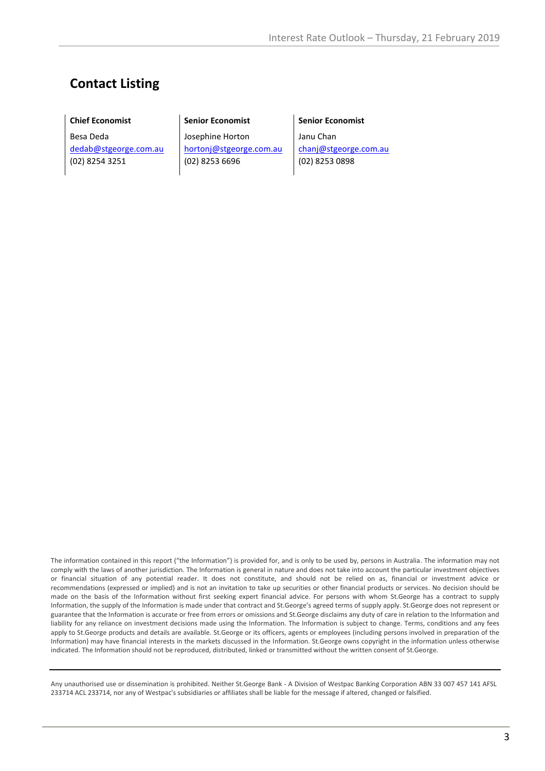## Contact Listing

**Chief Economist**
Besa Deda
dedab@stgeorge.com.au
(02) 8254 3251

**Senior Economist**
Josephine Horton
hortonj@stgeorge.com.au
(02) 8253 6696

**Senior Economist**
Janu Chan
chanj@stgeorge.com.au
(02) 8253 0898

The information contained in this report ("the Information") is provided for, and is only to be used by, persons in Australia. The information may not comply with the laws of another jurisdiction. The Information is general in nature and does not take into account the particular investment objectives or financial situation of any potential reader. It does not constitute, and should not be relied on as, financial or investment advice or recommendations (expressed or implied) and is not an invitation to take up securities or other financial products or services. No decision should be made on the basis of the Information without first seeking expert financial advice. For persons with whom St.George has a contract to supply Information, the supply of the Information is made under that contract and St.George's agreed terms of supply apply. St.George does not represent or guarantee that the Information is accurate or free from errors or omissions and St.George disclaims any duty of care in relation to the Information and liability for any reliance on investment decisions made using the Information. The Information is subject to change. Terms, conditions and any fees apply to St.George products and details are available. St.George or its officers, agents or employees (including persons involved in preparation of the Information) may have financial interests in the markets discussed in the Information. St.George owns copyright in the information unless otherwise indicated. The Information should not be reproduced, distributed, linked or transmitted without the written consent of St.George.

Any unauthorised use or dissemination is prohibited. Neither St.George Bank - A Division of Westpac Banking Corporation ABN 33 007 457 141 AFSL 233714 ACL 233714, nor any of Westpac's subsidiaries or affiliates shall be liable for the message if altered, changed or falsified.